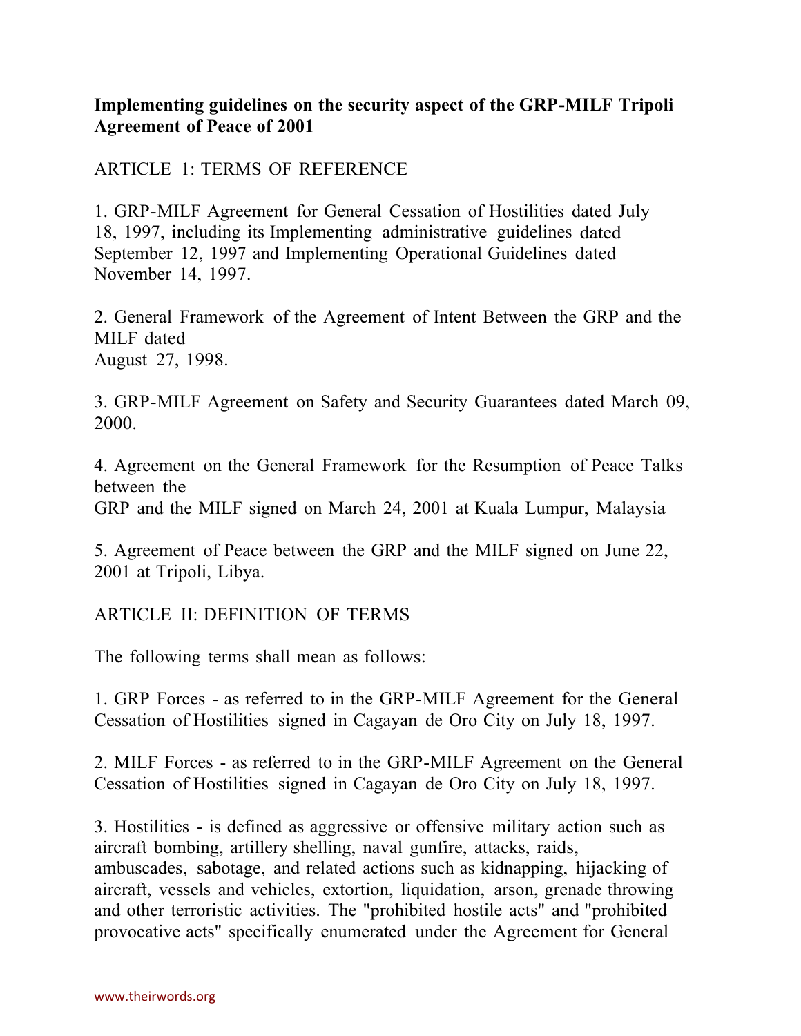**Implementing guidelines on the security aspect of the GRP-MILF Tripoli Agreement of Peace of 2001**

ARTICLE 1: TERMS OF REFERENCE

1. GRP-MILF Agreement for General Cessation of Hostilities dated July 18, 1997, including its Implementing administrative guidelines dated September 12, 1997 and Implementing Operational Guidelines dated November 14, 1997.

2. General Framework of the Agreement of Intent Between the GRP and the MILF dated August 27, 1998.

3. GRP-MILF Agreement on Safety and Security Guarantees dated March 09, 2000.

4. Agreement on the General Framework for the Resumption of Peace Talks between the GRP and the MILF signed on March 24, 2001 at Kuala Lumpur, Malaysia

5. Agreement of Peace between the GRP and the MILF signed on June 22, 2001 at Tripoli, Libya.

ARTICLE II: DEFINITION OF TERMS

The following terms shall mean as follows:

1. GRP Forces - as referred to in the GRP-MILF Agreement for the General Cessation of Hostilities signed in Cagayan de Oro City on July 18, 1997.

2. MILF Forces - as referred to in the GRP-MILF Agreement on the General Cessation of Hostilities signed in Cagayan de Oro City on July 18, 1997.

3. Hostilities - is defined as aggressive or offensive military action such as aircraft bombing, artillery shelling, naval gunfire, attacks, raids, ambuscades, sabotage, and related actions such as kidnapping, hijacking of aircraft, vessels and vehicles, extortion, liquidation, arson, grenade throwing and other terroristic activities. The "prohibited hostile acts" and "prohibited provocative acts" specifically enumerated under the Agreement for General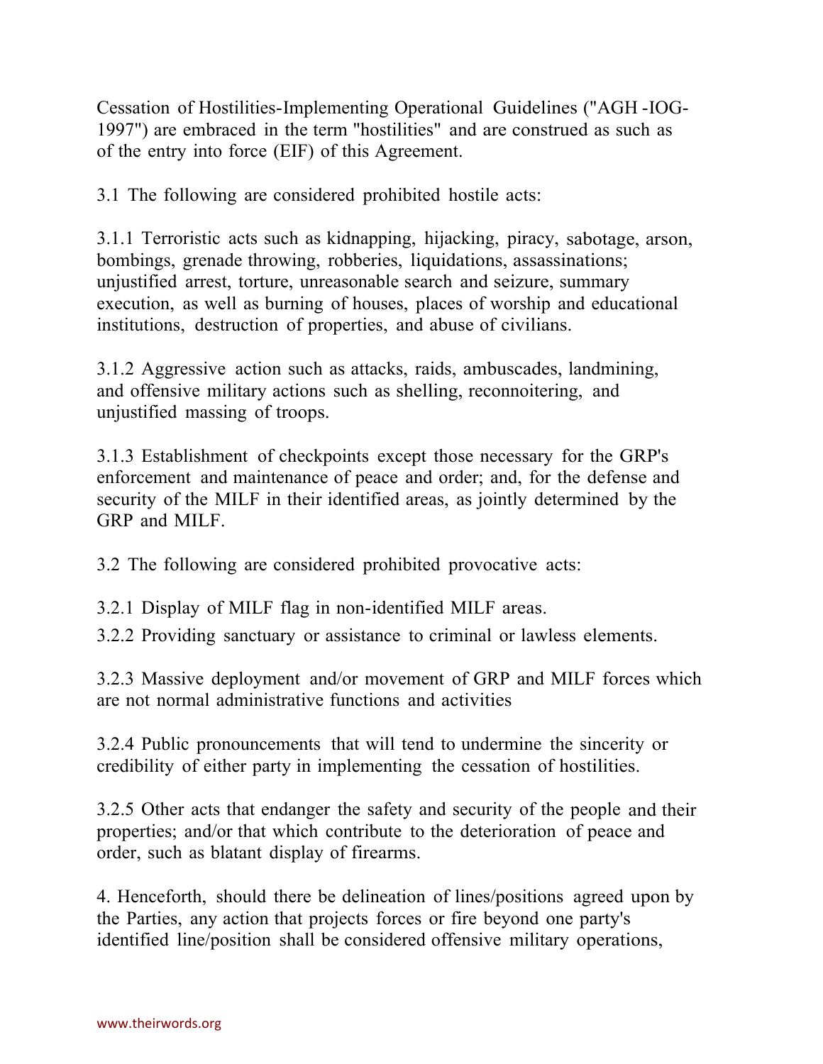Cessation of Hostilities-Implementing Operational Guidelines ("AGH -IOG-1997") are embraced in the term "hostilities" and are construed as such as of the entry into force (EIF) of this Agreement.

3.1 The following are considered prohibited hostile acts:

3.1.1 Terroristic acts such as kidnapping, hijacking, piracy, sabotage, arson, bombings, grenade throwing, robberies, liquidations, assassinations; unjustified arrest, torture, unreasonable search and seizure, summary execution, as well as burning of houses, places of worship and educational institutions, destruction of properties, and abuse of civilians.

3.1.2 Aggressive action such as attacks, raids, ambuscades, landmining, and offensive military actions such as shelling, reconnoitering, and unjustified massing of troops.

3.1.3 Establishment of checkpoints except those necessary for the GRP's enforcement and maintenance of peace and order; and, for the defense and security of the MILF in their identified areas, as jointly determined by the GRP and MILF.

3.2 The following are considered prohibited provocative acts:

3.2.1 Display of MILF flag in non-identified MILF areas.

3.2.2 Providing sanctuary or assistance to criminal or lawless elements.

3.2.3 Massive deployment and/or movement of GRP and MILF forces which are not normal administrative functions and activities

3.2.4 Public pronouncements that will tend to undermine the sincerity or credibility of either party in implementing the cessation of hostilities.

3.2.5 Other acts that endanger the safety and security of the people and their properties; and/or that which contribute to the deterioration of peace and order, such as blatant display of firearms.

4. Henceforth, should there be delineation of lines/positions agreed upon by the Parties, any action that projects forces or fire beyond one party's identified line/position shall be considered offensive military operations,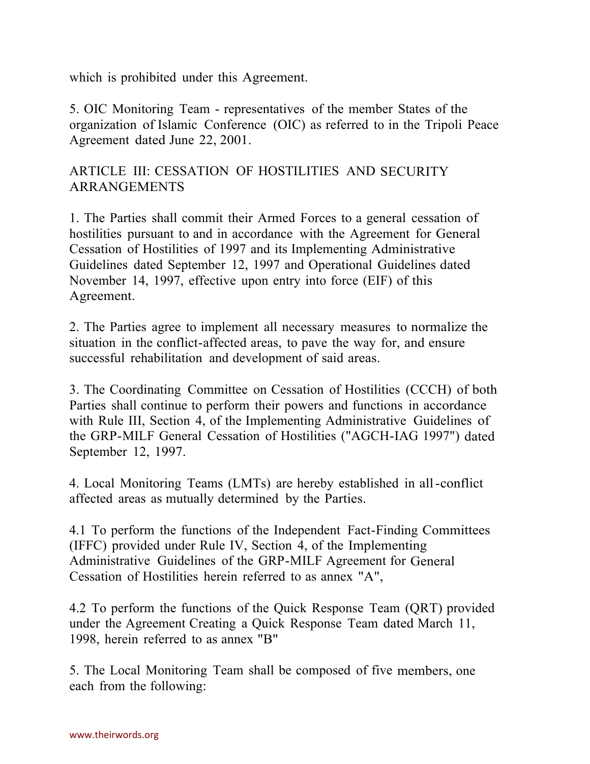which is prohibited under this Agreement.

5. OIC Monitoring Team - representatives of the member States of the organization of Islamic Conference (OIC) as referred to in the Tripoli Peace Agreement dated June 22, 2001.

ARTICLE III: CESSATION OF HOSTILITIES AND SECURITY ARRANGEMENTS

1. The Parties shall commit their Armed Forces to a general cessation of hostilities pursuant to and in accordance with the Agreement for General Cessation of Hostilities of 1997 and its Implementing Administrative Guidelines dated September 12, 1997 and Operational Guidelines dated November 14, 1997, effective upon entry into force (EIF) of this Agreement.

2. The Parties agree to implement all necessary measures to normalize the situation in the conflict-affected areas, to pave the way for, and ensure successful rehabilitation and development of said areas.

3. The Coordinating Committee on Cessation of Hostilities (CCCH) of both Parties shall continue to perform their powers and functions in accordance with Rule III, Section 4, of the Implementing Administrative Guidelines of the GRP-MILF General Cessation of Hostilities ("AGCH-IAG 1997") dated September 12, 1997.

4. Local Monitoring Teams (LMTs) are hereby established in all-conflict affected areas as mutually determined by the Parties.

4.1 To perform the functions of the Independent Fact-Finding Committees (IFFC) provided under Rule IV, Section 4, of the Implementing Administrative Guidelines of the GRP-MILF Agreement for General Cessation of Hostilities herein referred to as annex "A",

4.2 To perform the functions of the Quick Response Team (QRT) provided under the Agreement Creating a Quick Response Team dated March 11, 1998, herein referred to as annex "B"

5. The Local Monitoring Team shall be composed of five members, one each from the following: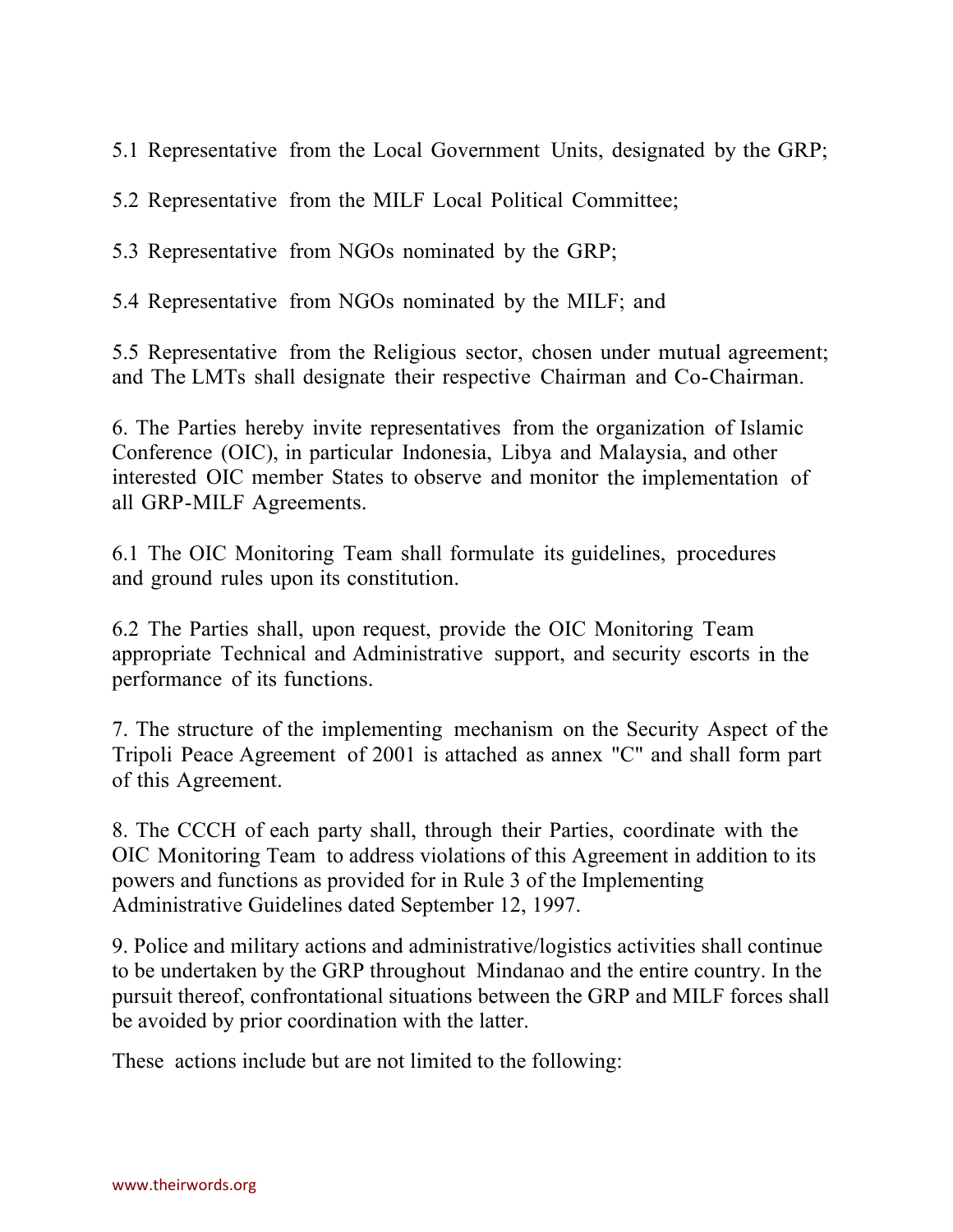5.1 Representative from the Local Government Units, designated by the GRP;

5.2 Representative from the MILF Local Political Committee;

5.3 Representative from NGOs nominated by the GRP;

5.4 Representative from NGOs nominated by the MILF; and

5.5 Representative from the Religious sector, chosen under mutual agreement; and The LMTs shall designate their respective Chairman and Co-Chairman.

6. The Parties hereby invite representatives from the organization of Islamic Conference (OIC), in particular Indonesia, Libya and Malaysia, and other interested OIC member States to observe and monitor the implementation of all GRP-MILF Agreements.

6.1 The OIC Monitoring Team shall formulate its guidelines, procedures and ground rules upon its constitution.

6.2 The Parties shall, upon request, provide the OIC Monitoring Team appropriate Technical and Administrative support, and security escorts in the performance of its functions.

7. The structure of the implementing mechanism on the Security Aspect of the Tripoli Peace Agreement of 2001 is attached as annex "C" and shall form part of this Agreement.

8. The CCCH of each party shall, through their Parties, coordinate with the OIC Monitoring Team to address violations of this Agreement in addition to its powers and functions as provided for in Rule 3 of the Implementing Administrative Guidelines dated September 12, 1997.

9. Police and military actions and administrative/logistics activities shall continue to be undertaken by the GRP throughout Mindanao and the entire country. In the pursuit thereof, confrontational situations between the GRP and MILF forces shall be avoided by prior coordination with the latter.

These actions include but are not limited to the following: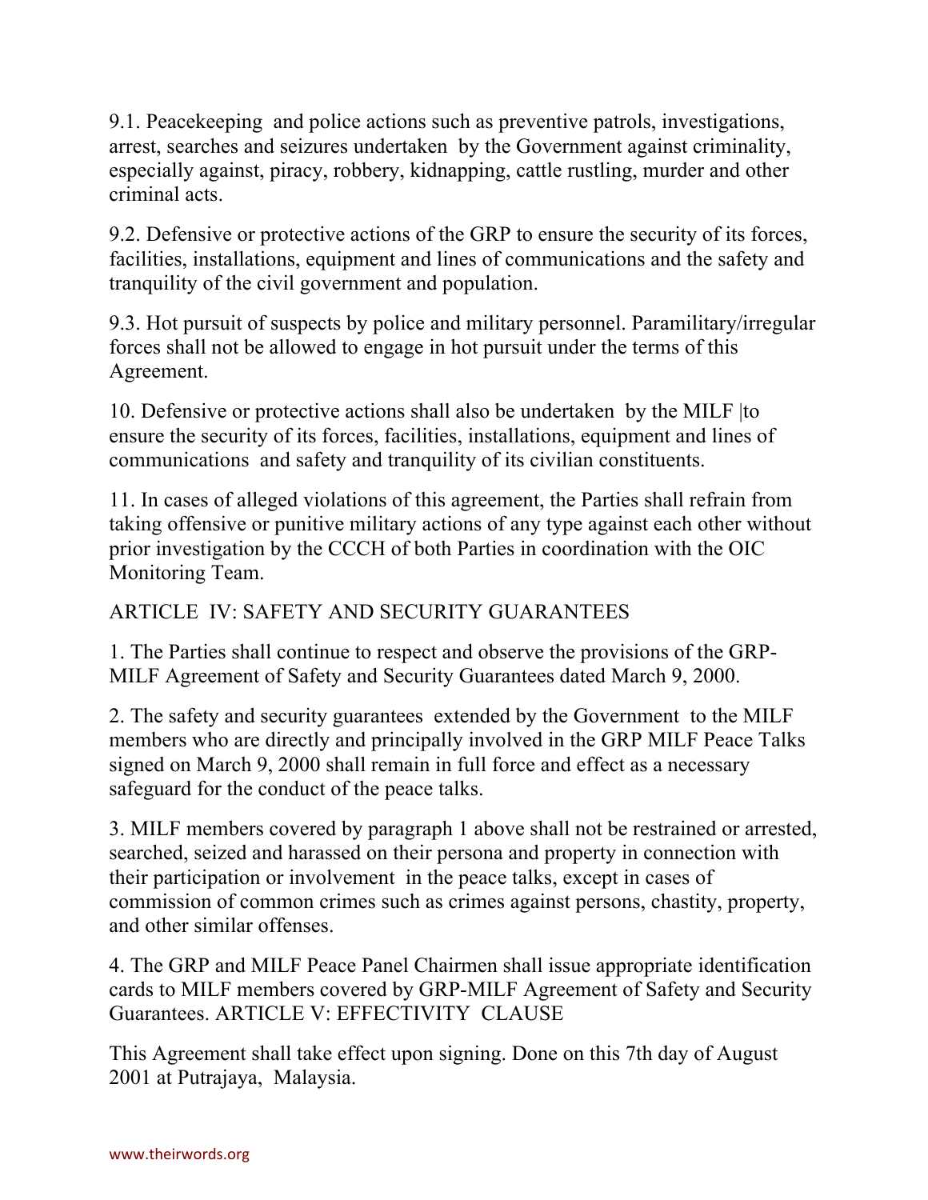9.1. Peacekeeping and police actions such as preventive patrols, investigations, arrest, searches and seizures undertaken by the Government against criminality, especially against, piracy, robbery, kidnapping, cattle rustling, murder and other criminal acts.

9.2. Defensive or protective actions of the GRP to ensure the security of its forces, facilities, installations, equipment and lines of communications and the safety and tranquility of the civil government and population.

9.3. Hot pursuit of suspects by police and military personnel. Paramilitary/irregular forces shall not be allowed to engage in hot pursuit under the terms of this Agreement.

10. Defensive or protective actions shall also be undertaken by the MILF |to ensure the security of its forces, facilities, installations, equipment and lines of communications and safety and tranquility of its civilian constituents.

11. In cases of alleged violations of this agreement, the Parties shall refrain from taking offensive or punitive military actions of any type against each other without prior investigation by the CCCH of both Parties in coordination with the OIC Monitoring Team.

## ARTICLE IV: SAFETY AND SECURITY GUARANTEES

1. The Parties shall continue to respect and observe the provisions of the GRP-MILF Agreement of Safety and Security Guarantees dated March 9, 2000.

2. The safety and security guarantees extended by the Government to the MILF members who are directly and principally involved in the GRP MILF Peace Talks signed on March 9, 2000 shall remain in full force and effect as a necessary safeguard for the conduct of the peace talks.

3. MILF members covered by paragraph 1 above shall not be restrained or arrested, searched, seized and harassed on their persona and property in connection with their participation or involvement in the peace talks, except in cases of commission of common crimes such as crimes against persons, chastity, property, and other similar offenses.

4. The GRP and MILF Peace Panel Chairmen shall issue appropriate identification cards to MILF members covered by GRP-MILF Agreement of Safety and Security Guarantees.

## ARTICLE V: EFFECTIVITY CLAUSE

This Agreement shall take effect upon signing. Done on this 7th day of August 2001 at Putrajaya, Malaysia.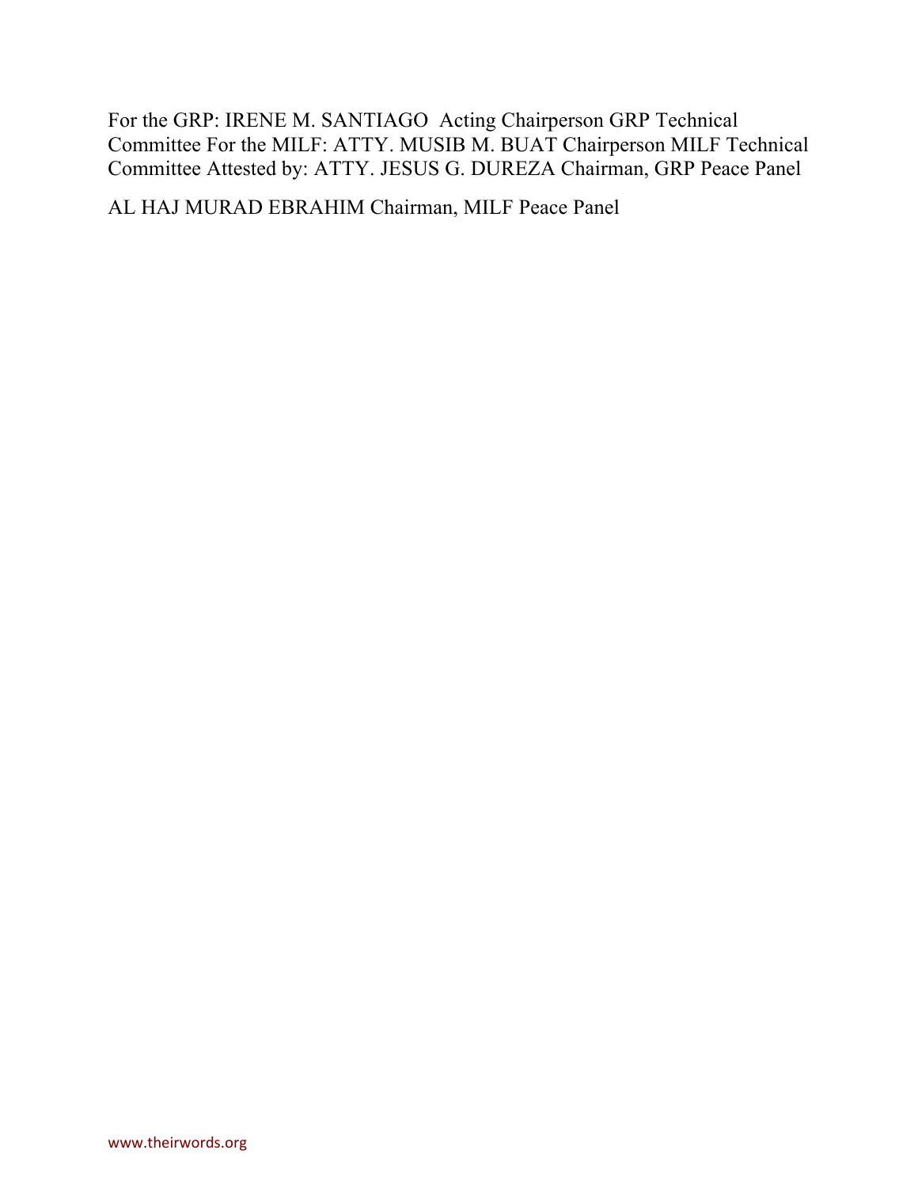For the GRP: IRENE M. SANTIAGO Acting Chairperson GRP Technical Committee For the MILF: ATTY. MUSIB M. BUAT Chairperson MILF Technical Committee Attested by: ATTY. JESUS G. DUREZA Chairman, GRP Peace Panel

AL HAJ MURAD EBRAHIM Chairman, MILF Peace Panel